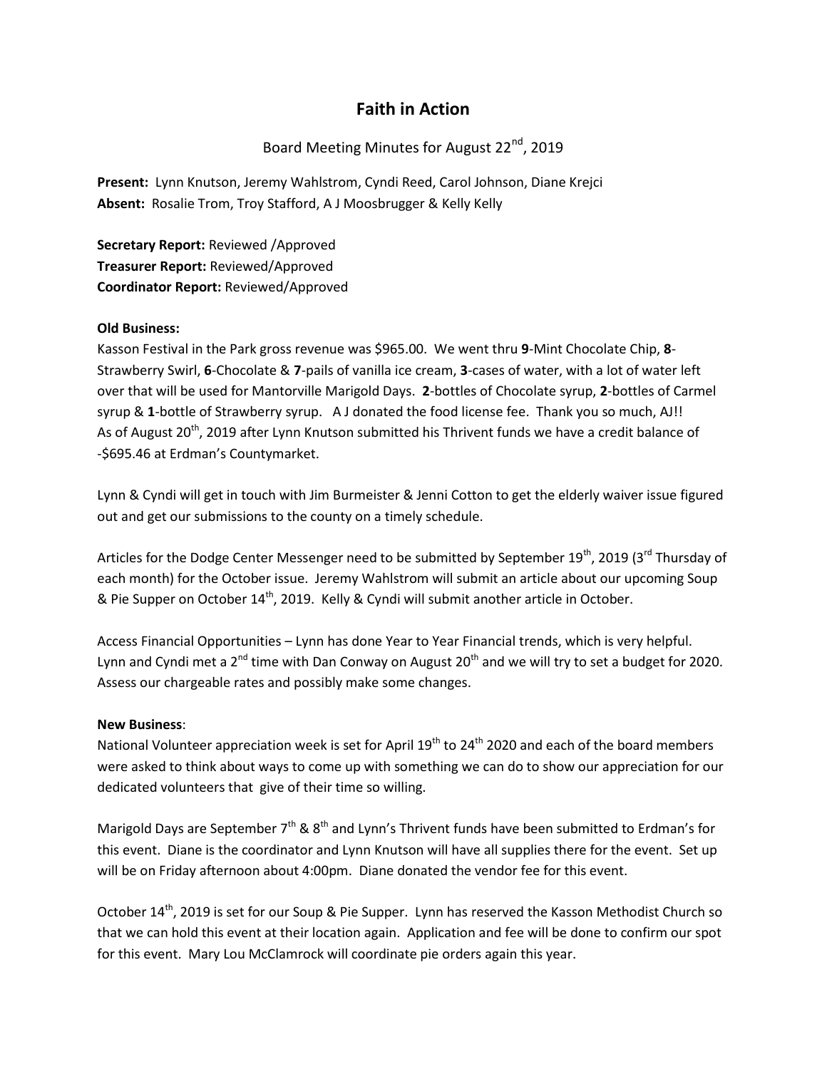# Faith in Action

Board Meeting Minutes for August 22nd, 2019

**Present:** Lynn Knutson, Jeremy Wahlstrom, Cyndi Reed, Carol Johnson, Diane Krejci
**Absent:** Rosalie Trom, Troy Stafford, A J Moosbrugger & Kelly Kelly

**Secretary Report:** Reviewed /Approved
**Treasurer Report:** Reviewed/Approved
**Coordinator Report:** Reviewed/Approved

**Old Business:**

Kasson Festival in the Park gross revenue was $965.00. We went thru **9**-Mint Chocolate Chip, **8**-Strawberry Swirl, **6**-Chocolate & **7**-pails of vanilla ice cream, **3**-cases of water, with a lot of water left over that will be used for Mantorville Marigold Days. **2**-bottles of Chocolate syrup, **2**-bottles of Carmel syrup & **1**-bottle of Strawberry syrup. A J donated the food license fee. Thank you so much, AJ!! As of August 20th, 2019 after Lynn Knutson submitted his Thrivent funds we have a credit balance of -$695.46 at Erdman's Countymarket.

Lynn & Cyndi will get in touch with Jim Burmeister & Jenni Cotton to get the elderly waiver issue figured out and get our submissions to the county on a timely schedule.

Articles for the Dodge Center Messenger need to be submitted by September 19th, 2019 (3rd Thursday of each month) for the October issue. Jeremy Wahlstrom will submit an article about our upcoming Soup & Pie Supper on October 14th, 2019. Kelly & Cyndi will submit another article in October.

Access Financial Opportunities – Lynn has done Year to Year Financial trends, which is very helpful. Lynn and Cyndi met a 2nd time with Dan Conway on August 20th and we will try to set a budget for 2020. Assess our chargeable rates and possibly make some changes.

**New Business**:

National Volunteer appreciation week is set for April 19th to 24th 2020 and each of the board members were asked to think about ways to come up with something we can do to show our appreciation for our dedicated volunteers that give of their time so willing.

Marigold Days are September 7th & 8th and Lynn's Thrivent funds have been submitted to Erdman's for this event. Diane is the coordinator and Lynn Knutson will have all supplies there for the event. Set up will be on Friday afternoon about 4:00pm. Diane donated the vendor fee for this event.

October 14th, 2019 is set for our Soup & Pie Supper. Lynn has reserved the Kasson Methodist Church so that we can hold this event at their location again. Application and fee will be done to confirm our spot for this event. Mary Lou McClamrock will coordinate pie orders again this year.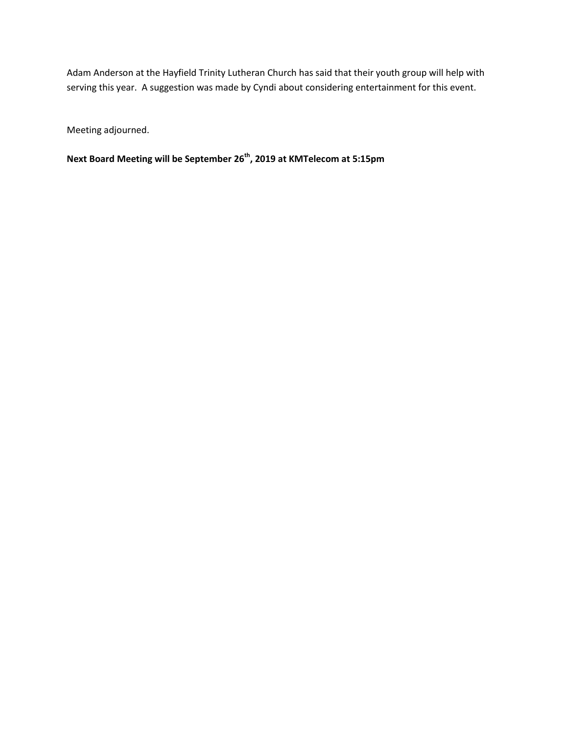Adam Anderson at the Hayfield Trinity Lutheran Church has said that their youth group will help with serving this year. A suggestion was made by Cyndi about considering entertainment for this event.

Meeting adjourned.

**Next Board Meeting will be September 26th, 2019 at KMTelecom at 5:15pm**